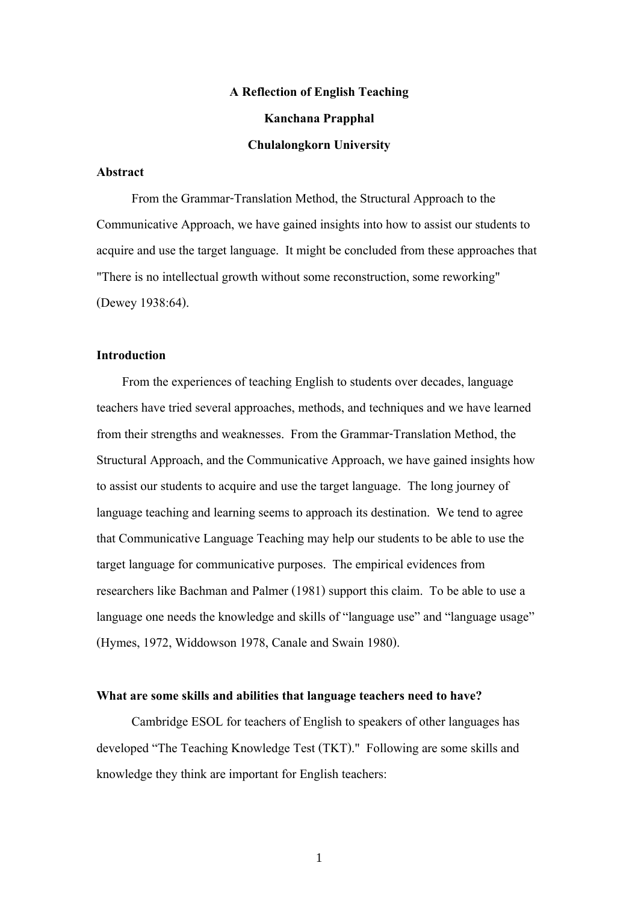# A Reflection of English Teaching

**Kanchana Prapphal**

**Chulalongkorn University**

## Abstract

From the Grammar-Translation Method, the Structural Approach to the Communicative Approach, we have gained insights into how to assist our students to acquire and use the target language. It might be concluded from these approaches that "There is no intellectual growth without some reconstruction, some reworking" (Dewey 1938:64).

## Introduction

From the experiences of teaching English to students over decades, language teachers have tried several approaches, methods, and techniques and we have learned from their strengths and weaknesses. From the Grammar-Translation Method, the Structural Approach, and the Communicative Approach, we have gained insights how to assist our students to acquire and use the target language. The long journey of language teaching and learning seems to approach its destination. We tend to agree that Communicative Language Teaching may help our students to be able to use the target language for communicative purposes. The empirical evidences from researchers like Bachman and Palmer (1981) support this claim. To be able to use a language one needs the knowledge and skills of "language use" and "language usage" (Hymes, 1972, Widdowson 1978, Canale and Swain 1980).

## What are some skills and abilities that language teachers need to have?

Cambridge ESOL for teachers of English to speakers of other languages has developed "The Teaching Knowledge Test (TKT)." Following are some skills and knowledge they think are important for English teachers: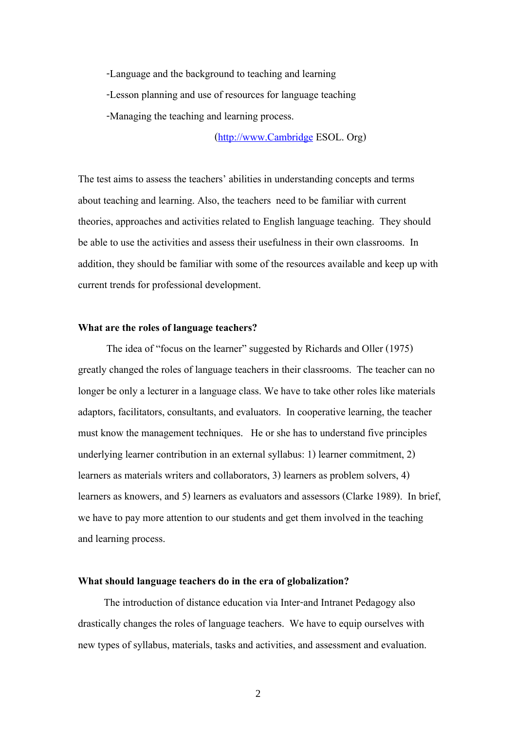-Language and the background to teaching and learning

-Lesson planning and use of resources for language teaching

-Managing the teaching and learning process.

(http://www.Cambridge ESOL. Org)

The test aims to assess the teachers' abilities in understanding concepts and terms about teaching and learning. Also, the teachers need to be familiar with current theories, approaches and activities related to English language teaching. They should be able to use the activities and assess their usefulness in their own classrooms. In addition, they should be familiar with some of the resources available and keep up with current trends for professional development.

**What are the roles of language teachers?**

The idea of "focus on the learner" suggested by Richards and Oller (1975) greatly changed the roles of language teachers in their classrooms. The teacher can no longer be only a lecturer in a language class. We have to take other roles like materials adaptors, facilitators, consultants, and evaluators. In cooperative learning, the teacher must know the management techniques. He or she has to understand five principles underlying learner contribution in an external syllabus: 1) learner commitment, 2) learners as materials writers and collaborators, 3) learners as problem solvers, 4) learners as knowers, and 5) learners as evaluators and assessors (Clarke 1989). In brief, we have to pay more attention to our students and get them involved in the teaching and learning process.

**What should language teachers do in the era of globalization?**

The introduction of distance education via Inter-and Intranet Pedagogy also drastically changes the roles of language teachers. We have to equip ourselves with new types of syllabus, materials, tasks and activities, and assessment and evaluation.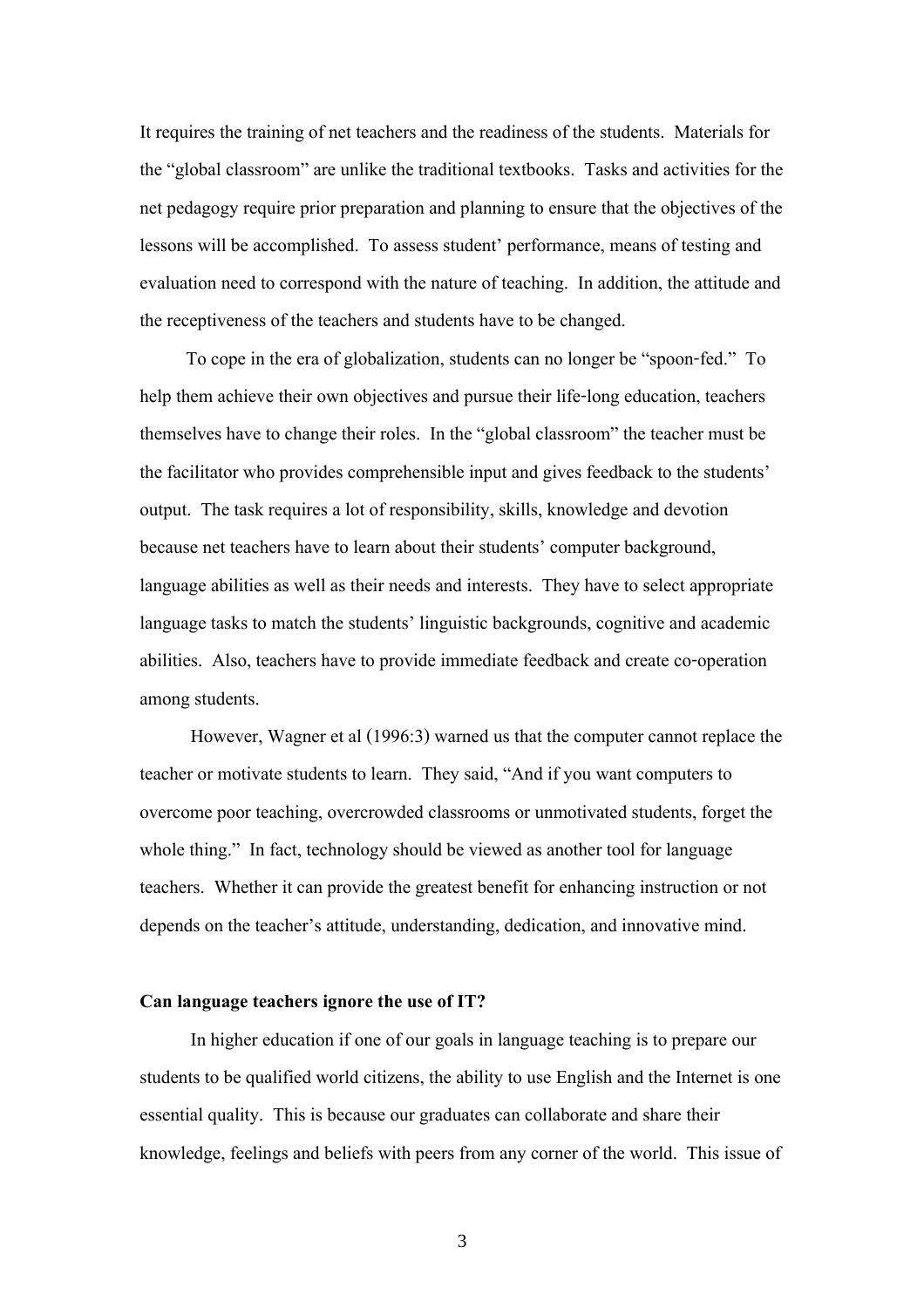It requires the training of net teachers and the readiness of the students. Materials for the "global classroom" are unlike the traditional textbooks. Tasks and activities for the net pedagogy require prior preparation and planning to ensure that the objectives of the lessons will be accomplished. To assess student' performance, means of testing and evaluation need to correspond with the nature of teaching. In addition, the attitude and the receptiveness of the teachers and students have to be changed.

To cope in the era of globalization, students can no longer be "spoon-fed." To help them achieve their own objectives and pursue their life-long education, teachers themselves have to change their roles. In the "global classroom" the teacher must be the facilitator who provides comprehensible input and gives feedback to the students' output. The task requires a lot of responsibility, skills, knowledge and devotion because net teachers have to learn about their students' computer background, language abilities as well as their needs and interests. They have to select appropriate language tasks to match the students' linguistic backgrounds, cognitive and academic abilities. Also, teachers have to provide immediate feedback and create co-operation among students.

However, Wagner et al (1996:3) warned us that the computer cannot replace the teacher or motivate students to learn. They said, "And if you want computers to overcome poor teaching, overcrowded classrooms or unmotivated students, forget the whole thing." In fact, technology should be viewed as another tool for language teachers. Whether it can provide the greatest benefit for enhancing instruction or not depends on the teacher's attitude, understanding, dedication, and innovative mind.

**Can language teachers ignore the use of IT?**

In higher education if one of our goals in language teaching is to prepare our students to be qualified world citizens, the ability to use English and the Internet is one essential quality. This is because our graduates can collaborate and share their knowledge, feelings and beliefs with peers from any corner of the world. This issue of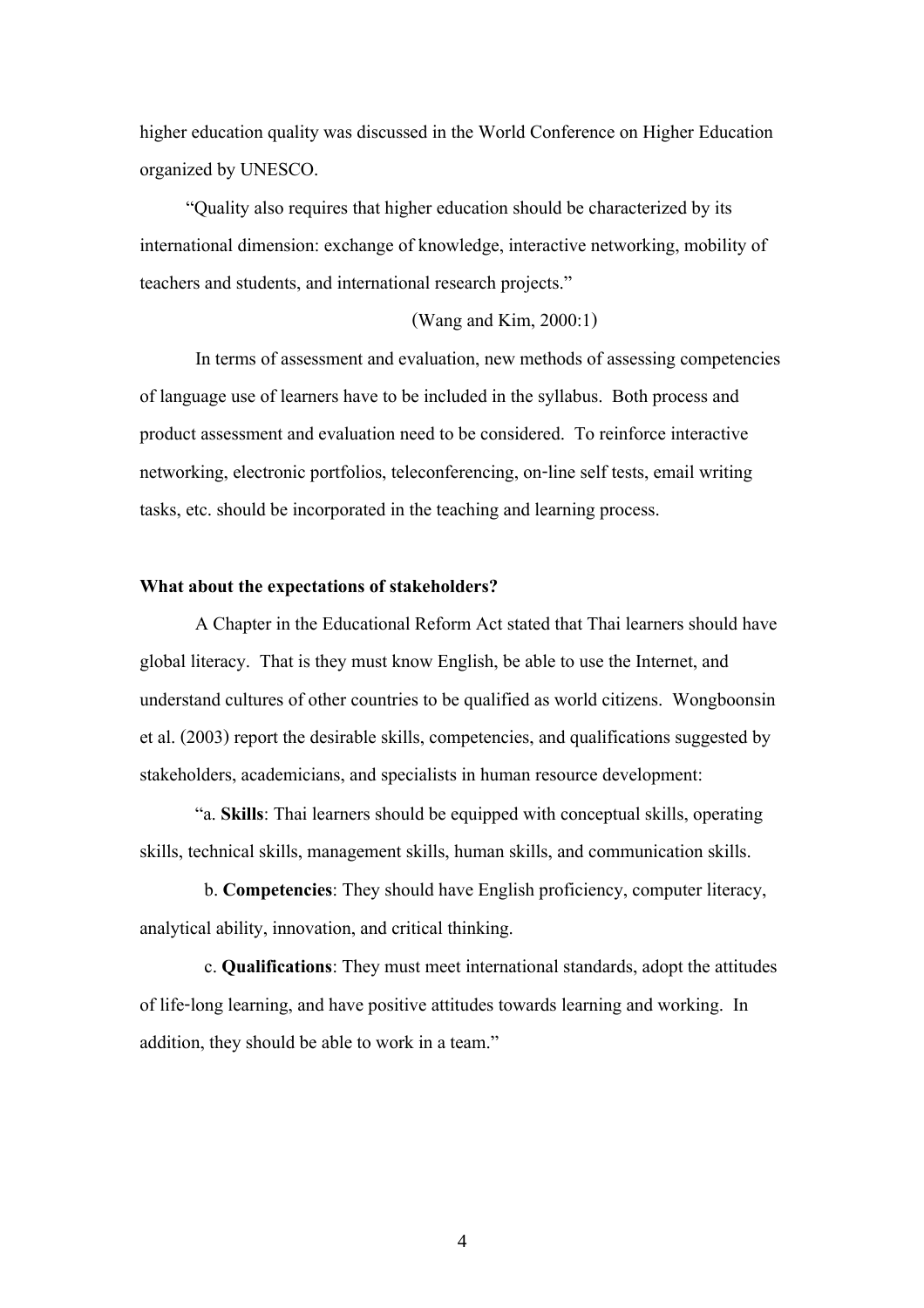higher education quality was discussed in the World Conference on Higher Education organized by UNESCO.

"Quality also requires that higher education should be characterized by its international dimension: exchange of knowledge, interactive networking, mobility of teachers and students, and international research projects."

(Wang and Kim, 2000:1)

In terms of assessment and evaluation, new methods of assessing competencies of language use of learners have to be included in the syllabus. Both process and product assessment and evaluation need to be considered. To reinforce interactive networking, electronic portfolios, teleconferencing, on-line self tests, email writing tasks, etc. should be incorporated in the teaching and learning process.

**What about the expectations of stakeholders?**

A Chapter in the Educational Reform Act stated that Thai learners should have global literacy. That is they must know English, be able to use the Internet, and understand cultures of other countries to be qualified as world citizens. Wongboonsin et al. (2003) report the desirable skills, competencies, and qualifications suggested by stakeholders, academicians, and specialists in human resource development:

"a. **Skills**: Thai learners should be equipped with conceptual skills, operating skills, technical skills, management skills, human skills, and communication skills.

b. **Competencies**: They should have English proficiency, computer literacy, analytical ability, innovation, and critical thinking.

c. **Qualifications**: They must meet international standards, adopt the attitudes of life-long learning, and have positive attitudes towards learning and working. In addition, they should be able to work in a team."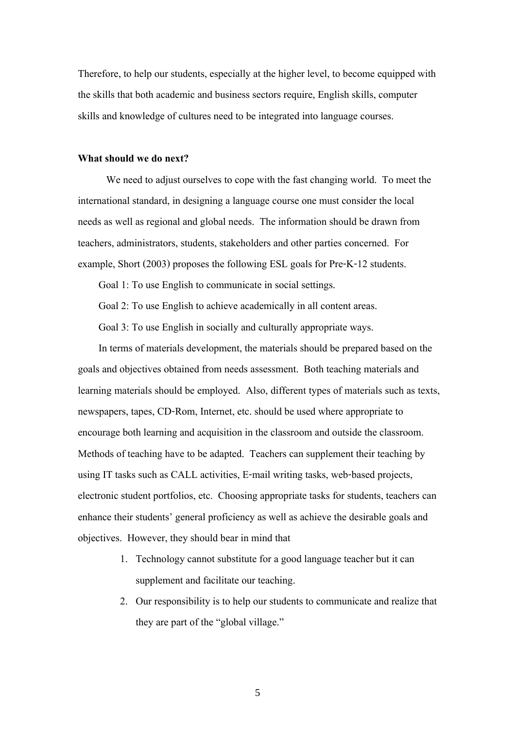Therefore, to help our students, especially at the higher level, to become equipped with the skills that both academic and business sectors require, English skills, computer skills and knowledge of cultures need to be integrated into language courses.

**What should we do next?**

We need to adjust ourselves to cope with the fast changing world. To meet the international standard, in designing a language course one must consider the local needs as well as regional and global needs. The information should be drawn from teachers, administrators, students, stakeholders and other parties concerned. For example, Short (2003) proposes the following ESL goals for Pre-K-12 students.

Goal 1: To use English to communicate in social settings.

Goal 2: To use English to achieve academically in all content areas.

Goal 3: To use English in socially and culturally appropriate ways.

In terms of materials development, the materials should be prepared based on the goals and objectives obtained from needs assessment. Both teaching materials and learning materials should be employed. Also, different types of materials such as texts, newspapers, tapes, CD-Rom, Internet, etc. should be used where appropriate to encourage both learning and acquisition in the classroom and outside the classroom. Methods of teaching have to be adapted. Teachers can supplement their teaching by using IT tasks such as CALL activities, E-mail writing tasks, web-based projects, electronic student portfolios, etc. Choosing appropriate tasks for students, teachers can enhance their students' general proficiency as well as achieve the desirable goals and objectives. However, they should bear in mind that

1. Technology cannot substitute for a good language teacher but it can supplement and facilitate our teaching.
2. Our responsibility is to help our students to communicate and realize that they are part of the "global village."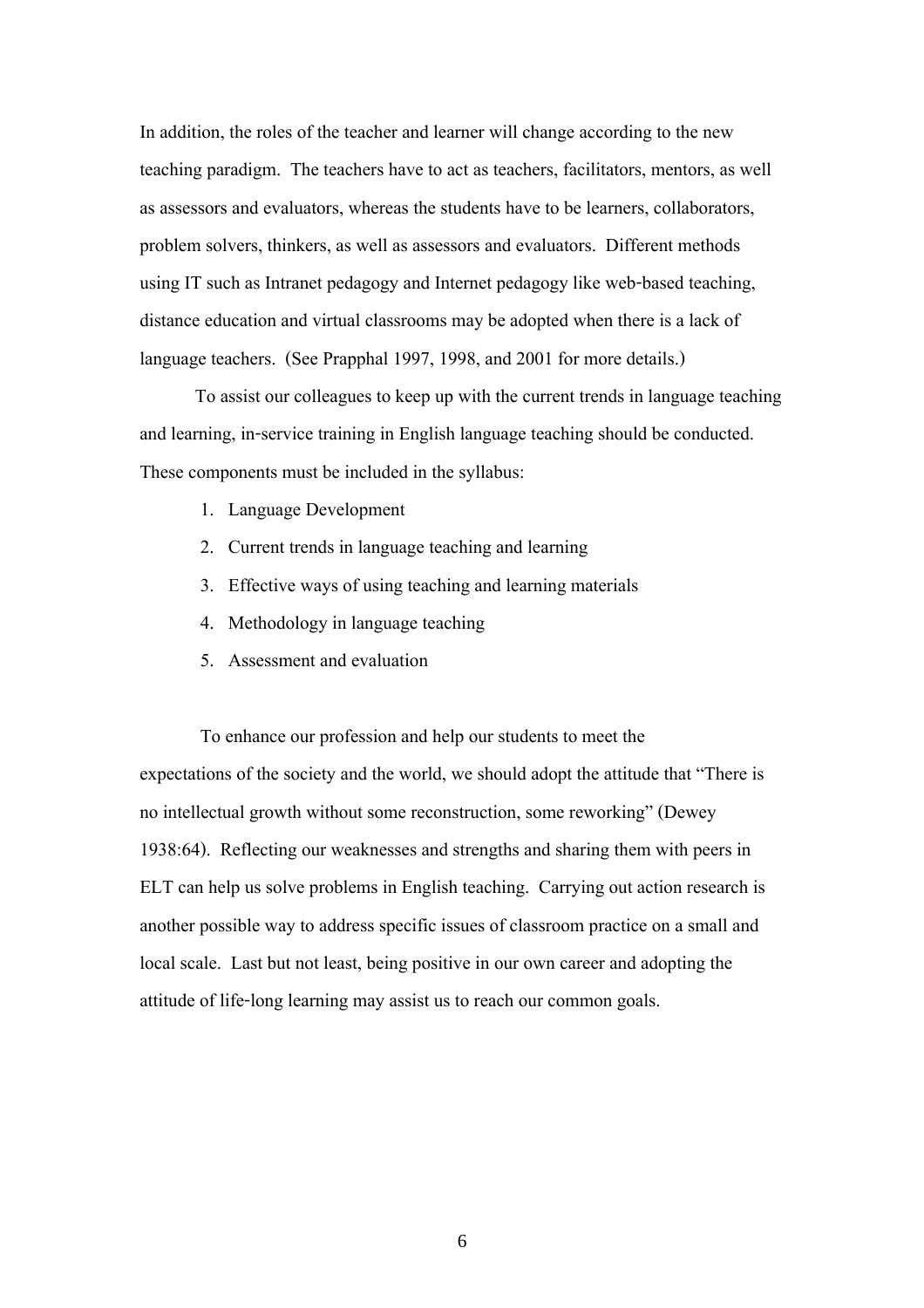In addition, the roles of the teacher and learner will change according to the new teaching paradigm. The teachers have to act as teachers, facilitators, mentors, as well as assessors and evaluators, whereas the students have to be learners, collaborators, problem solvers, thinkers, as well as assessors and evaluators. Different methods using IT such as Intranet pedagogy and Internet pedagogy like web-based teaching, distance education and virtual classrooms may be adopted when there is a lack of language teachers. (See Prapphal 1997, 1998, and 2001 for more details.)

To assist our colleagues to keep up with the current trends in language teaching and learning, in-service training in English language teaching should be conducted. These components must be included in the syllabus:

1. Language Development
2. Current trends in language teaching and learning
3. Effective ways of using teaching and learning materials
4. Methodology in language teaching
5. Assessment and evaluation

To enhance our profession and help our students to meet the expectations of the society and the world, we should adopt the attitude that "There is no intellectual growth without some reconstruction, some reworking" (Dewey 1938:64). Reflecting our weaknesses and strengths and sharing them with peers in ELT can help us solve problems in English teaching. Carrying out action research is another possible way to address specific issues of classroom practice on a small and local scale. Last but not least, being positive in our own career and adopting the attitude of life-long learning may assist us to reach our common goals.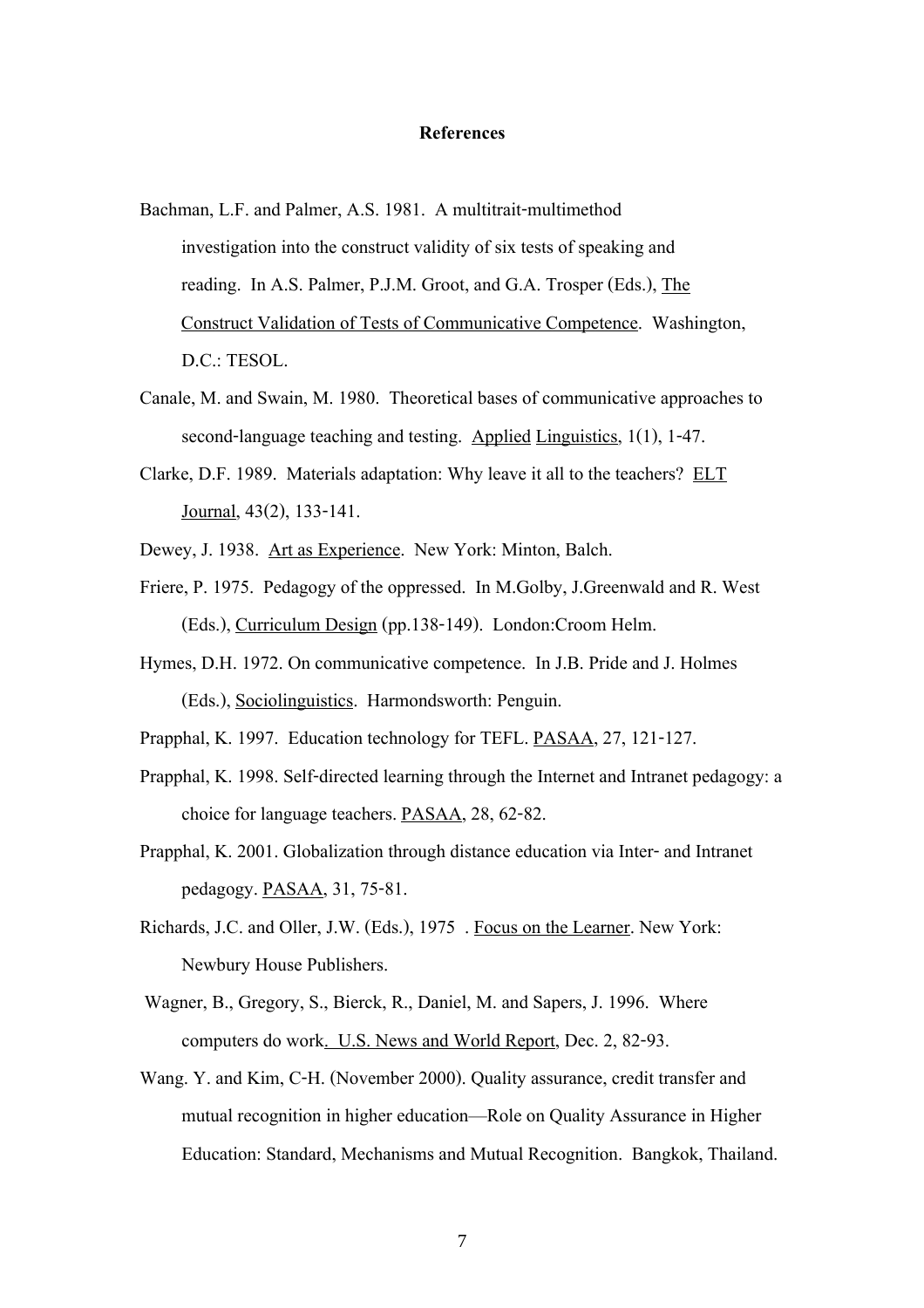**References**

Bachman, L.F. and Palmer, A.S. 1981. A multitrait-multimethod investigation into the construct validity of six tests of speaking and reading. In A.S. Palmer, P.J.M. Groot, and G.A. Trosper (Eds.), _The Construct Validation of Tests of Communicative Competence_. Washington, D.C.: TESOL.

Canale, M. and Swain, M. 1980. Theoretical bases of communicative approaches to second-language teaching and testing. _Applied Linguistics_, 1(1), 1-47.

Clarke, D.F. 1989. Materials adaptation: Why leave it all to the teachers? _ELT Journal_, 43(2), 133-141.

Dewey, J. 1938. _Art as Experience_. New York: Minton, Balch.

Friere, P. 1975. Pedagogy of the oppressed. In M.Golby, J.Greenwald and R. West (Eds.), _Curriculum Design_ (pp.138-149). London:Croom Helm.

Hymes, D.H. 1972. On communicative competence. In J.B. Pride and J. Holmes (Eds.), _Sociolinguistics_. Harmondsworth: Penguin.

Prapphal, K. 1997. Education technology for TEFL. _PASAA_, 27, 121-127.

Prapphal, K. 1998. Self-directed learning through the Internet and Intranet pedagogy: a choice for language teachers. _PASAA_, 28, 62-82.

Prapphal, K. 2001. Globalization through distance education via Inter- and Intranet pedagogy. _PASAA_, 31, 75-81.

Richards, J.C. and Oller, J.W. (Eds.), 1975 . _Focus on the Learner_. New York: Newbury House Publishers.

Wagner, B., Gregory, S., Bierck, R., Daniel, M. and Sapers, J. 1996. Where computers do work. _U.S. News and World Report_, Dec. 2, 82-93.

Wang. Y. and Kim, C-H. (November 2000). Quality assurance, credit transfer and mutual recognition in higher education—Role on Quality Assurance in Higher Education: Standard, Mechanisms and Mutual Recognition. Bangkok, Thailand.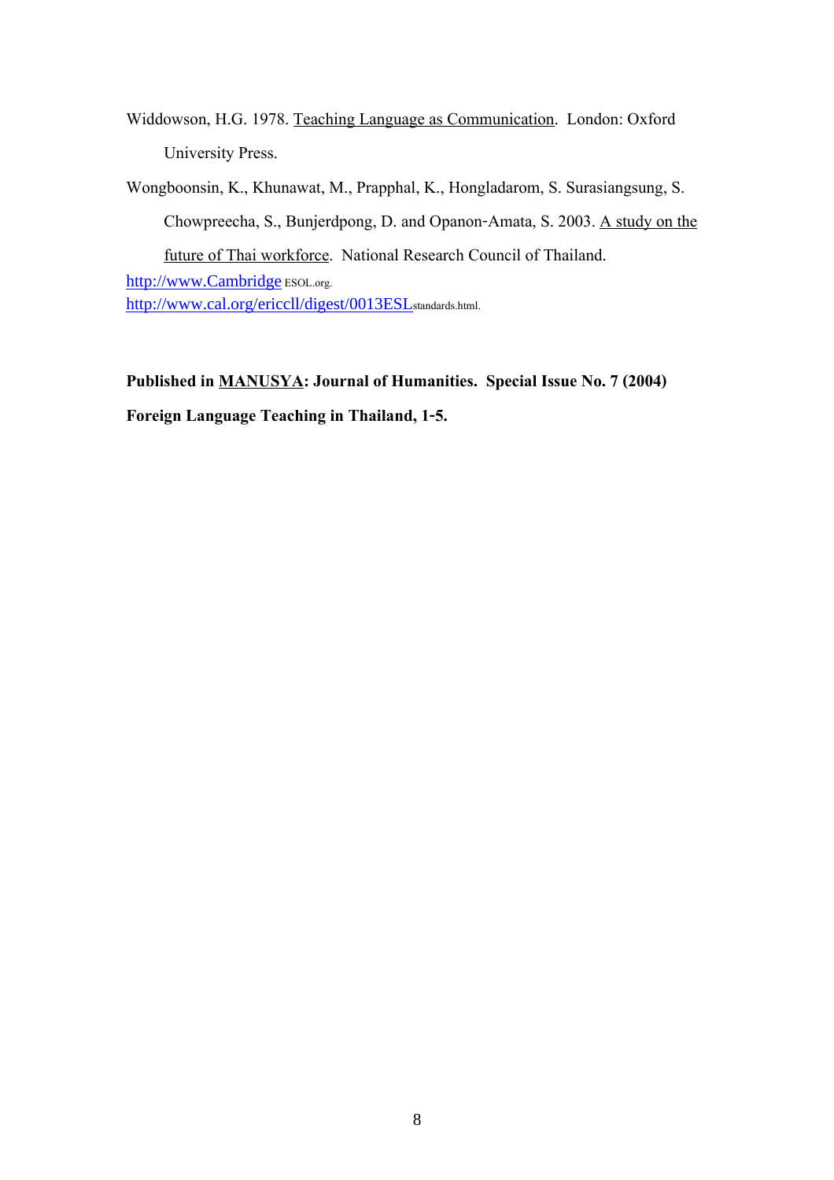Widdowson, H.G. 1978. Teaching Language as Communication. London: Oxford University Press.

Wongboonsin, K., Khunawat, M., Prapphal, K., Hongladarom, S. Surasiangsung, S. Chowpreecha, S., Bunjerdpong, D. and Opanon-Amata, S. 2003. A study on the future of Thai workforce. National Research Council of Thailand.

http://www.Cambridge ESOL.org.
http://www.cal.org/ericcll/digest/0013ESLstandards.html.

**Published in MANUSYA: Journal of Humanities. Special Issue No. 7 (2004) Foreign Language Teaching in Thailand, 1-5.**